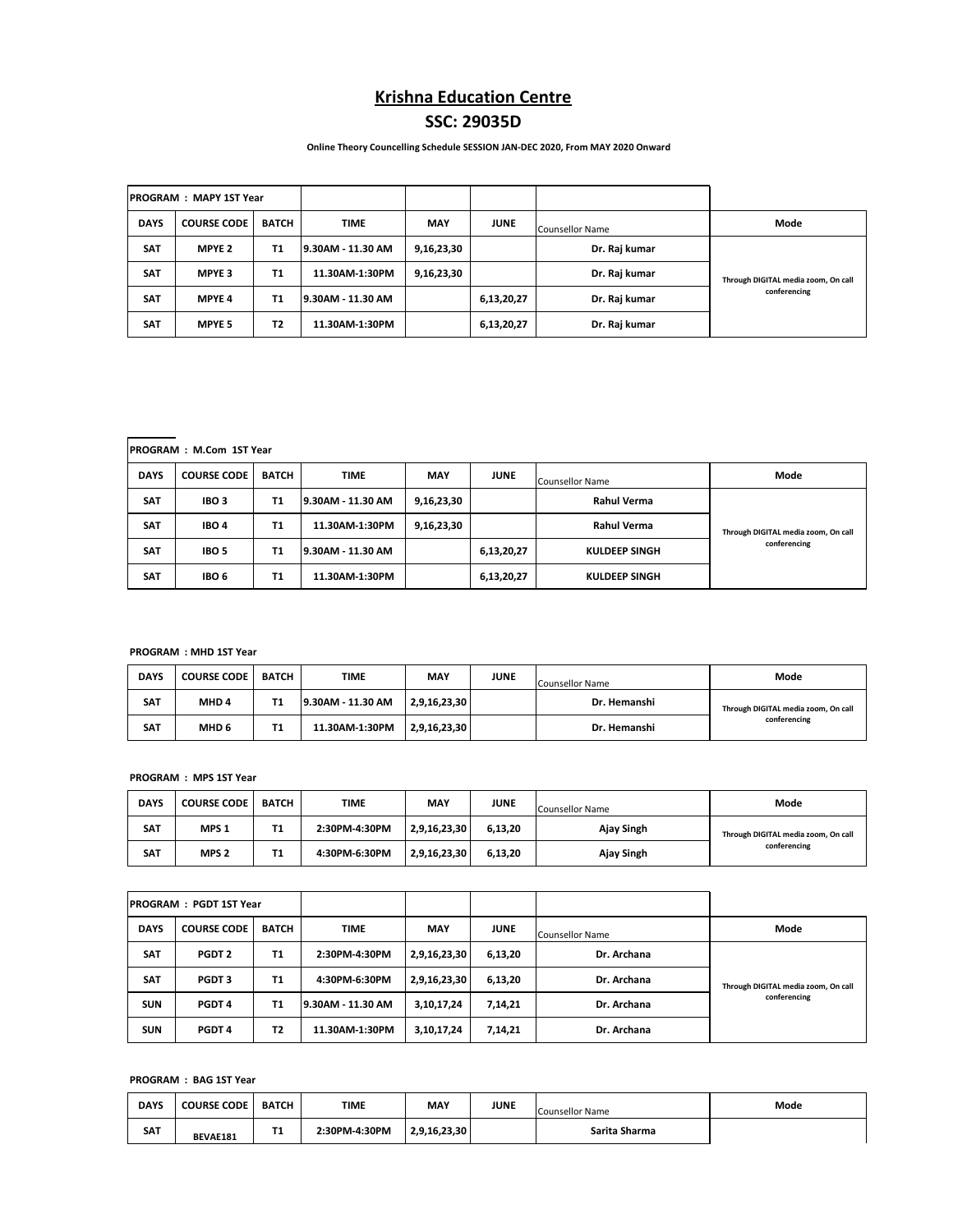# Krishna Education Centre

## SSC: 29035D

**Online Theory Councelling Schedule SESSION JAN-DEC 2020, From MAY 2020 Onward**

**PROGRAM : MAPY 1ST Year**

| DAYS | COURSE CODE | BATCH | TIME | MAY | JUNE | Counsellor Name | Mode |
|---|---|---|---|---|---|---|---|
| SAT | MPYE 2 | T1 | 9.30AM - 11.30 AM | 9,16,23,30 | | Dr. Raj kumar | Through DIGITAL media zoom, On call conferencing |
| SAT | MPYE 3 | T1 | 11.30AM-1:30PM | 9,16,23,30 | | Dr. Raj kumar | |
| SAT | MPYE 4 | T1 | 9.30AM - 11.30 AM | | 6,13,20,27 | Dr. Raj kumar | |
| SAT | MPYE 5 | T2 | 11.30AM-1:30PM | | 6,13,20,27 | Dr. Raj kumar | |

**PROGRAM : M.Com 1ST Year**

| DAYS | COURSE CODE | BATCH | TIME | MAY | JUNE | Counsellor Name | Mode |
|---|---|---|---|---|---|---|---|
| SAT | IBO 3 | T1 | 9.30AM - 11.30 AM | 9,16,23,30 | | Rahul Verma | Through DIGITAL media zoom, On call conferencing |
| SAT | IBO 4 | T1 | 11.30AM-1:30PM | 9,16,23,30 | | Rahul Verma | |
| SAT | IBO 5 | T1 | 9.30AM - 11.30 AM | | 6,13,20,27 | KULDEEP SINGH | |
| SAT | IBO 6 | T1 | 11.30AM-1:30PM | | 6,13,20,27 | KULDEEP SINGH | |

**PROGRAM : MHD 1ST Year**

| DAYS | COURSE CODE | BATCH | TIME | MAY | JUNE | Counsellor Name | Mode |
|---|---|---|---|---|---|---|---|
| SAT | MHD 4 | T1 | 9.30AM - 11.30 AM | 2,9,16,23,30 | | Dr. Hemanshi | Through DIGITAL media zoom, On call conferencing |
| SAT | MHD 6 | T1 | 11.30AM-1:30PM | 2,9,16,23,30 | | Dr. Hemanshi | |

**PROGRAM : MPS 1ST Year**

| DAYS | COURSE CODE | BATCH | TIME | MAY | JUNE | Counsellor Name | Mode |
|---|---|---|---|---|---|---|---|
| SAT | MPS 1 | T1 | 2:30PM-4:30PM | 2,9,16,23,30 | 6,13,20 | Ajay Singh | Through DIGITAL media zoom, On call conferencing |
| SAT | MPS 2 | T1 | 4:30PM-6:30PM | 2,9,16,23,30 | 6,13,20 | Ajay Singh | |

**PROGRAM : PGDT 1ST Year**

| DAYS | COURSE CODE | BATCH | TIME | MAY | JUNE | Counsellor Name | Mode |
|---|---|---|---|---|---|---|---|
| SAT | PGDT 2 | T1 | 2:30PM-4:30PM | 2,9,16,23,30 | 6,13,20 | Dr. Archana | Through DIGITAL media zoom, On call conferencing |
| SAT | PGDT 3 | T1 | 4:30PM-6:30PM | 2,9,16,23,30 | 6,13,20 | Dr. Archana | |
| SUN | PGDT 4 | T1 | 9.30AM - 11.30 AM | 3,10,17,24 | 7,14,21 | Dr. Archana | |
| SUN | PGDT 4 | T2 | 11.30AM-1:30PM | 3,10,17,24 | 7,14,21 | Dr. Archana | |

**PROGRAM : BAG 1ST Year**

| DAYS | COURSE CODE | BATCH | TIME | MAY | JUNE | Counsellor Name | Mode |
|---|---|---|---|---|---|---|---|
| SAT | BEVAE181 | T1 | 2:30PM-4:30PM | 2,9,16,23,30 | | Sarita Sharma | |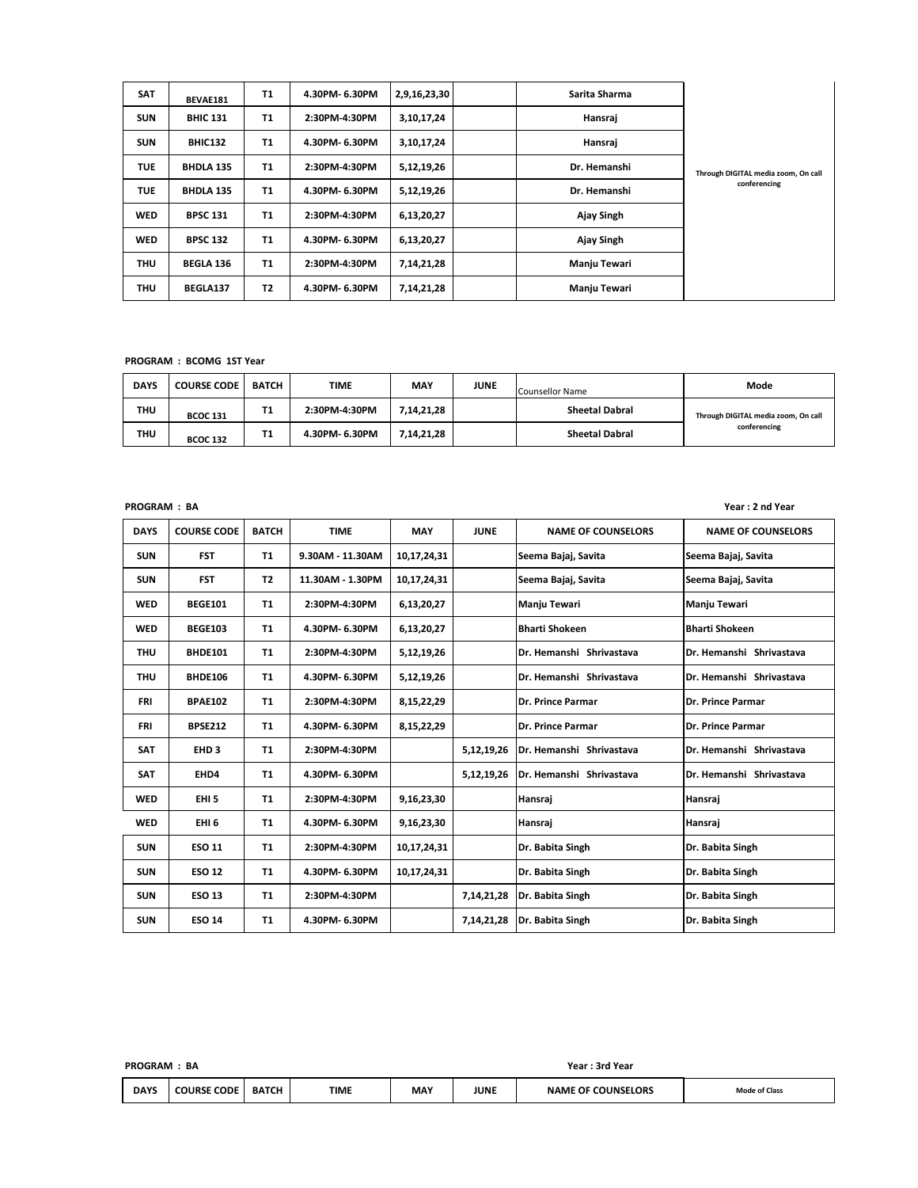| SAT | BEVAE181 | T1 | 4.30PM- 6.30PM | 2,9,16,23,30 | | Sarita Sharma | Through DIGITAL media zoom, On call conferencing |
|---|---|---|---|---|---|---|---|
| SUN | BHIC 131 | T1 | 2:30PM-4:30PM | 3,10,17,24 | | Hansraj | |
| SUN | BHIC132 | T1 | 4.30PM- 6.30PM | 3,10,17,24 | | Hansraj | |
| TUE | BHDLA 135 | T1 | 2:30PM-4:30PM | 5,12,19,26 | | Dr. Hemanshi | |
| TUE | BHDLA 135 | T1 | 4.30PM- 6.30PM | 5,12,19,26 | | Dr. Hemanshi | |
| WED | BPSC 131 | T1 | 2:30PM-4:30PM | 6,13,20,27 | | Ajay Singh | |
| WED | BPSC 132 | T1 | 4.30PM- 6.30PM | 6,13,20,27 | | Ajay Singh | |
| THU | BEGLA 136 | T1 | 2:30PM-4:30PM | 7,14,21,28 | | Manju Tewari | |
| THU | BEGLA137 | T2 | 4.30PM- 6.30PM | 7,14,21,28 | | Manju Tewari | |

**PROGRAM : BCOMG 1ST Year**

| DAYS | COURSE CODE | BATCH | TIME | MAY | JUNE | Counsellor Name | Mode |
|---|---|---|---|---|---|---|---|
| THU | BCOC 131 | T1 | 2:30PM-4:30PM | 7,14,21,28 | | Sheetal Dabral | Through DIGITAL media zoom, On call conferencing |
| THU | BCOC 132 | T1 | 4.30PM- 6.30PM | 7,14,21,28 | | Sheetal Dabral | |

**PROGRAM : BA** — **Year : 2 nd Year**

| DAYS | COURSE CODE | BATCH | TIME | MAY | JUNE | NAME OF COUNSELORS | NAME OF COUNSELORS |
|---|---|---|---|---|---|---|---|
| SUN | FST | T1 | 9.30AM - 11.30AM | 10,17,24,31 | | Seema Bajaj, Savita | Seema Bajaj, Savita |
| SUN | FST | T2 | 11.30AM - 1.30PM | 10,17,24,31 | | Seema Bajaj, Savita | Seema Bajaj, Savita |
| WED | BEGE101 | T1 | 2:30PM-4:30PM | 6,13,20,27 | | Manju Tewari | Manju Tewari |
| WED | BEGE103 | T1 | 4.30PM- 6.30PM | 6,13,20,27 | | Bharti Shokeen | Bharti Shokeen |
| THU | BHDE101 | T1 | 2:30PM-4:30PM | 5,12,19,26 | | Dr. Hemanshi Shrivastava | Dr. Hemanshi Shrivastava |
| THU | BHDE106 | T1 | 4.30PM- 6.30PM | 5,12,19,26 | | Dr. Hemanshi Shrivastava | Dr. Hemanshi Shrivastava |
| FRI | BPAE102 | T1 | 2:30PM-4:30PM | 8,15,22,29 | | Dr. Prince Parmar | Dr. Prince Parmar |
| FRI | BPSE212 | T1 | 4.30PM- 6.30PM | 8,15,22,29 | | Dr. Prince Parmar | Dr. Prince Parmar |
| SAT | EHD 3 | T1 | 2:30PM-4:30PM | | 5,12,19,26 | Dr. Hemanshi Shrivastava | Dr. Hemanshi Shrivastava |
| SAT | EHD4 | T1 | 4.30PM- 6.30PM | | 5,12,19,26 | Dr. Hemanshi Shrivastava | Dr. Hemanshi Shrivastava |
| WED | EHI 5 | T1 | 2:30PM-4:30PM | 9,16,23,30 | | Hansraj | Hansraj |
| WED | EHI 6 | T1 | 4.30PM- 6.30PM | 9,16,23,30 | | Hansraj | Hansraj |
| SUN | ESO 11 | T1 | 2:30PM-4:30PM | 10,17,24,31 | | Dr. Babita Singh | Dr. Babita Singh |
| SUN | ESO 12 | T1 | 4.30PM- 6.30PM | 10,17,24,31 | | Dr. Babita Singh | Dr. Babita Singh |
| SUN | ESO 13 | T1 | 2:30PM-4:30PM | | 7,14,21,28 | Dr. Babita Singh | Dr. Babita Singh |
| SUN | ESO 14 | T1 | 4.30PM- 6.30PM | | 7,14,21,28 | Dr. Babita Singh | Dr. Babita Singh |

**PROGRAM : BA** — **Year : 3rd Year**

| DAYS | COURSE CODE | BATCH | TIME | MAY | JUNE | NAME OF COUNSELORS | Mode of Class |
|---|---|---|---|---|---|---|---|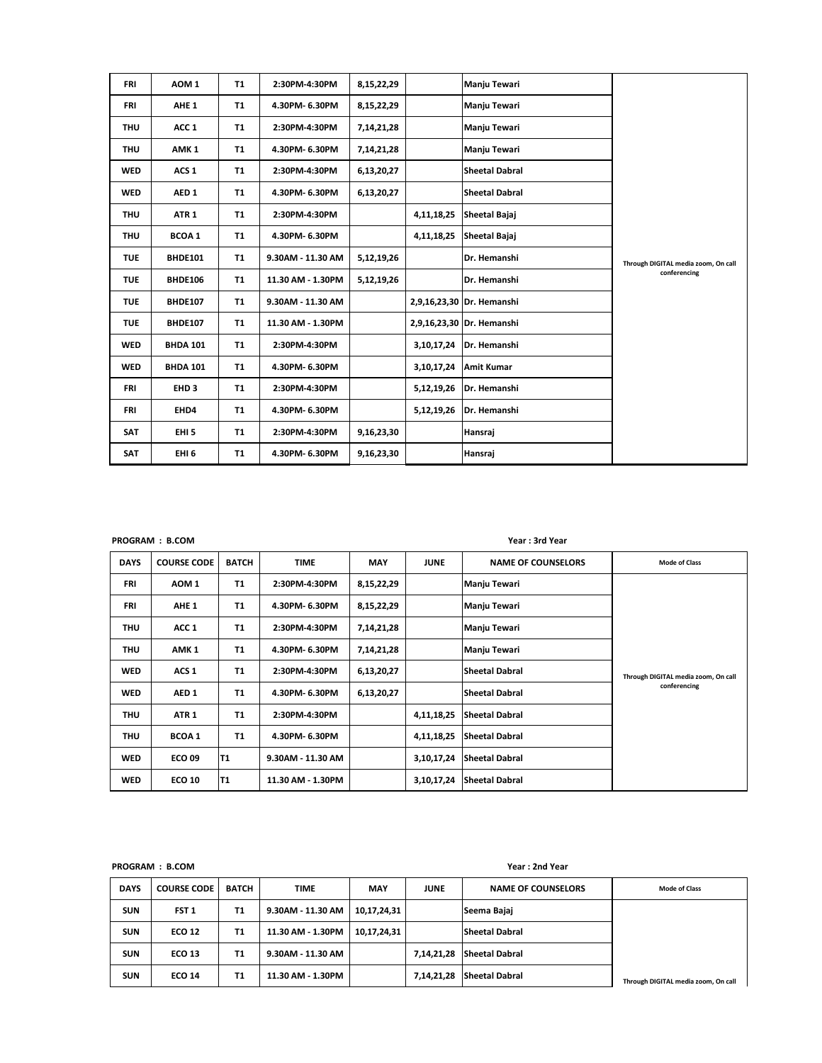| FRI | AOM 1 | T1 | 2:30PM-4:30PM | 8,15,22,29 | | Manju Tewari | Through DIGITAL media zoom, On call conferencing |
|---|---|---|---|---|---|---|---|
| FRI | AHE 1 | T1 | 4.30PM- 6.30PM | 8,15,22,29 | | Manju Tewari | |
| THU | ACC 1 | T1 | 2:30PM-4:30PM | 7,14,21,28 | | Manju Tewari | |
| THU | AMK 1 | T1 | 4.30PM- 6.30PM | 7,14,21,28 | | Manju Tewari | |
| WED | ACS 1 | T1 | 2:30PM-4:30PM | 6,13,20,27 | | Sheetal Dabral | |
| WED | AED 1 | T1 | 4.30PM- 6.30PM | 6,13,20,27 | | Sheetal Dabral | |
| THU | ATR 1 | T1 | 2:30PM-4:30PM | | 4,11,18,25 | Sheetal Bajaj | |
| THU | BCOA 1 | T1 | 4.30PM- 6.30PM | | 4,11,18,25 | Sheetal Bajaj | |
| TUE | BHDE101 | T1 | 9.30AM - 11.30 AM | 5,12,19,26 | | Dr. Hemanshi | |
| TUE | BHDE106 | T1 | 11.30 AM - 1.30PM | 5,12,19,26 | | Dr. Hemanshi | |
| TUE | BHDE107 | T1 | 9.30AM - 11.30 AM | | 2,9,16,23,30 | Dr. Hemanshi | |
| TUE | BHDE107 | T1 | 11.30 AM - 1.30PM | | 2,9,16,23,30 | Dr. Hemanshi | |
| WED | BHDA 101 | T1 | 2:30PM-4:30PM | | 3,10,17,24 | Dr. Hemanshi | |
| WED | BHDA 101 | T1 | 4.30PM- 6.30PM | | 3,10,17,24 | Amit Kumar | |
| FRI | EHD 3 | T1 | 2:30PM-4:30PM | | 5,12,19,26 | Dr. Hemanshi | |
| FRI | EHD4 | T1 | 4.30PM- 6.30PM | | 5,12,19,26 | Dr. Hemanshi | |
| SAT | EHI 5 | T1 | 2:30PM-4:30PM | 9,16,23,30 | | Hansraj | |
| SAT | EHI 6 | T1 | 4.30PM- 6.30PM | 9,16,23,30 | | Hansraj | |

**PROGRAM : B.COM** **Year : 3rd Year**

| DAYS | COURSE CODE | BATCH | TIME | MAY | JUNE | NAME OF COUNSELORS | Mode of Class |
|---|---|---|---|---|---|---|---|
| FRI | AOM 1 | T1 | 2:30PM-4:30PM | 8,15,22,29 | | Manju Tewari | Through DIGITAL media zoom, On call conferencing |
| FRI | AHE 1 | T1 | 4.30PM- 6.30PM | 8,15,22,29 | | Manju Tewari | |
| THU | ACC 1 | T1 | 2:30PM-4:30PM | 7,14,21,28 | | Manju Tewari | |
| THU | AMK 1 | T1 | 4.30PM- 6.30PM | 7,14,21,28 | | Manju Tewari | |
| WED | ACS 1 | T1 | 2:30PM-4:30PM | 6,13,20,27 | | Sheetal Dabral | |
| WED | AED 1 | T1 | 4.30PM- 6.30PM | 6,13,20,27 | | Sheetal Dabral | |
| THU | ATR 1 | T1 | 2:30PM-4:30PM | | 4,11,18,25 | Sheetal Dabral | |
| THU | BCOA 1 | T1 | 4.30PM- 6.30PM | | 4,11,18,25 | Sheetal Dabral | |
| WED | ECO 09 | T1 | 9.30AM - 11.30 AM | | 3,10,17,24 | Sheetal Dabral | |
| WED | ECO 10 | T1 | 11.30 AM - 1.30PM | | 3,10,17,24 | Sheetal Dabral | |

**PROGRAM : B.COM** **Year : 2nd Year**

| DAYS | COURSE CODE | BATCH | TIME | MAY | JUNE | NAME OF COUNSELORS | Mode of Class |
|---|---|---|---|---|---|---|---|
| SUN | FST 1 | T1 | 9.30AM - 11.30 AM | 10,17,24,31 | | Seema Bajaj | Through DIGITAL media zoom, On call |
| SUN | ECO 12 | T1 | 11.30 AM - 1.30PM | 10,17,24,31 | | Sheetal Dabral | |
| SUN | ECO 13 | T1 | 9.30AM - 11.30 AM | | 7,14,21,28 | Sheetal Dabral | |
| SUN | ECO 14 | T1 | 11.30 AM - 1.30PM | | 7,14,21,28 | Sheetal Dabral | |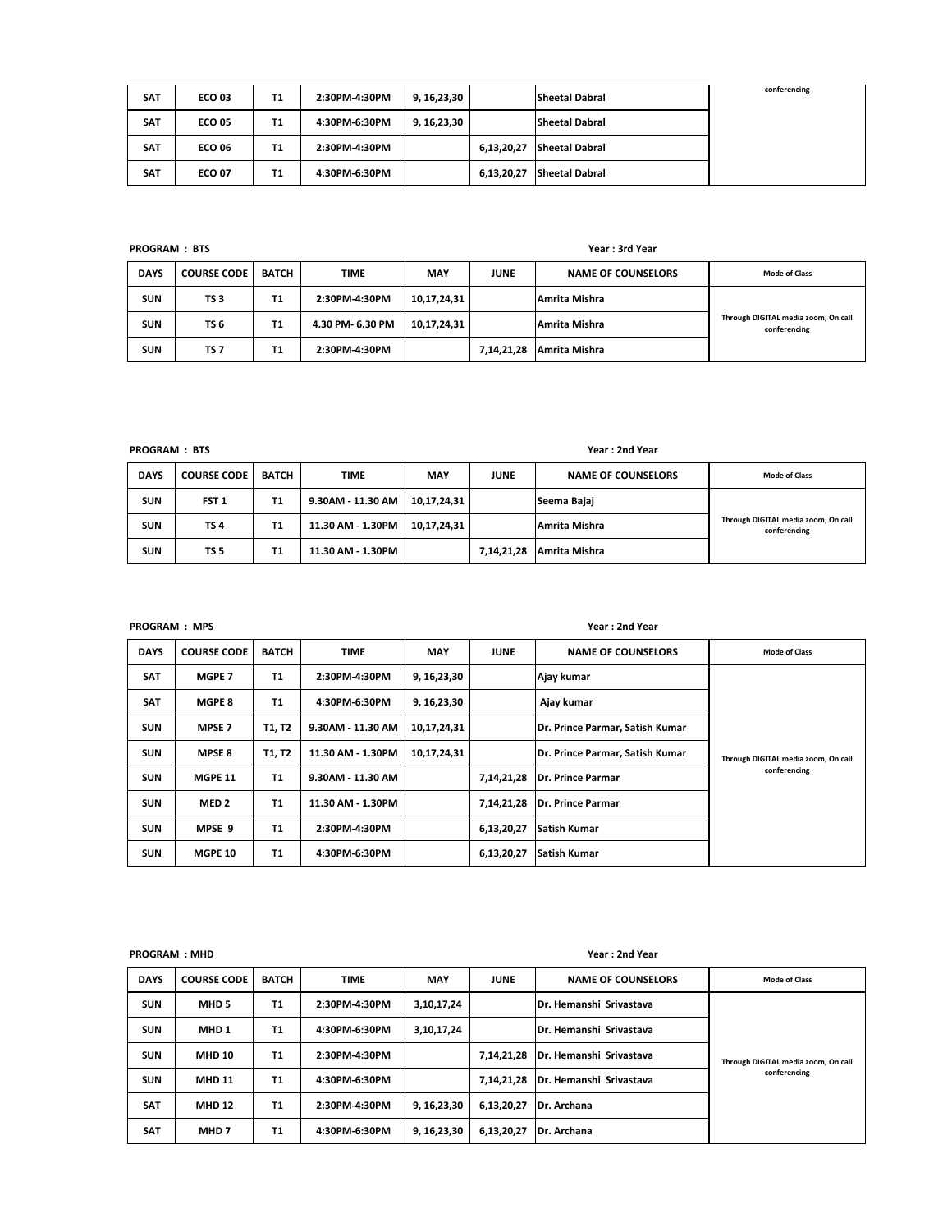| SAT | ECO 03 | T1 | 2:30PM-4:30PM | 9, 16,23,30 | | Sheetal Dabral | conferencing |
|---|---|---|---|---|---|---|---|
| SAT | ECO 05 | T1 | 4:30PM-6:30PM | 9, 16,23,30 | | Sheetal Dabral | |
| SAT | ECO 06 | T1 | 2:30PM-4:30PM | | 6,13,20,27 | Sheetal Dabral | |
| SAT | ECO 07 | T1 | 4:30PM-6:30PM | | 6,13,20,27 | Sheetal Dabral | |

**PROGRAM : BTS** **Year : 3rd Year**

| DAYS | COURSE CODE | BATCH | TIME | MAY | JUNE | NAME OF COUNSELORS | Mode of Class |
|---|---|---|---|---|---|---|---|
| SUN | TS 3 | T1 | 2:30PM-4:30PM | 10,17,24,31 | | Amrita Mishra | Through DIGITAL media zoom, On call conferencing |
| SUN | TS 6 | T1 | 4.30 PM- 6.30 PM | 10,17,24,31 | | Amrita Mishra | |
| SUN | TS 7 | T1 | 2:30PM-4:30PM | | 7,14,21,28 | Amrita Mishra | |

**PROGRAM : BTS** **Year : 2nd Year**

| DAYS | COURSE CODE | BATCH | TIME | MAY | JUNE | NAME OF COUNSELORS | Mode of Class |
|---|---|---|---|---|---|---|---|
| SUN | FST 1 | T1 | 9.30AM - 11.30 AM | 10,17,24,31 | | Seema Bajaj | Through DIGITAL media zoom, On call conferencing |
| SUN | TS 4 | T1 | 11.30 AM - 1.30PM | 10,17,24,31 | | Amrita Mishra | |
| SUN | TS 5 | T1 | 11.30 AM - 1.30PM | | 7,14,21,28 | Amrita Mishra | |

**PROGRAM : MPS** **Year : 2nd Year**

| DAYS | COURSE CODE | BATCH | TIME | MAY | JUNE | NAME OF COUNSELORS | Mode of Class |
|---|---|---|---|---|---|---|---|
| SAT | MGPE 7 | T1 | 2:30PM-4:30PM | 9, 16,23,30 | | Ajay kumar | Through DIGITAL media zoom, On call conferencing |
| SAT | MGPE 8 | T1 | 4:30PM-6:30PM | 9, 16,23,30 | | Ajay kumar | |
| SUN | MPSE 7 | T1, T2 | 9.30AM - 11.30 AM | 10,17,24,31 | | Dr. Prince Parmar, Satish Kumar | |
| SUN | MPSE 8 | T1, T2 | 11.30 AM - 1.30PM | 10,17,24,31 | | Dr. Prince Parmar, Satish Kumar | |
| SUN | MGPE 11 | T1 | 9.30AM - 11.30 AM | | 7,14,21,28 | Dr. Prince Parmar | |
| SUN | MED 2 | T1 | 11.30 AM - 1.30PM | | 7,14,21,28 | Dr. Prince Parmar | |
| SUN | MPSE 9 | T1 | 2:30PM-4:30PM | | 6,13,20,27 | Satish Kumar | |
| SUN | MGPE 10 | T1 | 4:30PM-6:30PM | | 6,13,20,27 | Satish Kumar | |

**PROGRAM : MHD** **Year : 2nd Year**

| DAYS | COURSE CODE | BATCH | TIME | MAY | JUNE | NAME OF COUNSELORS | Mode of Class |
|---|---|---|---|---|---|---|---|
| SUN | MHD 5 | T1 | 2:30PM-4:30PM | 3,10,17,24 | | Dr. Hemanshi Srivastava | Through DIGITAL media zoom, On call conferencing |
| SUN | MHD 1 | T1 | 4:30PM-6:30PM | 3,10,17,24 | | Dr. Hemanshi Srivastava | |
| SUN | MHD 10 | T1 | 2:30PM-4:30PM | | 7,14,21,28 | Dr. Hemanshi Srivastava | |
| SUN | MHD 11 | T1 | 4:30PM-6:30PM | | 7,14,21,28 | Dr. Hemanshi Srivastava | |
| SAT | MHD 12 | T1 | 2:30PM-4:30PM | 9, 16,23,30 | 6,13,20,27 | Dr. Archana | |
| SAT | MHD 7 | T1 | 4:30PM-6:30PM | 9, 16,23,30 | 6,13,20,27 | Dr. Archana | |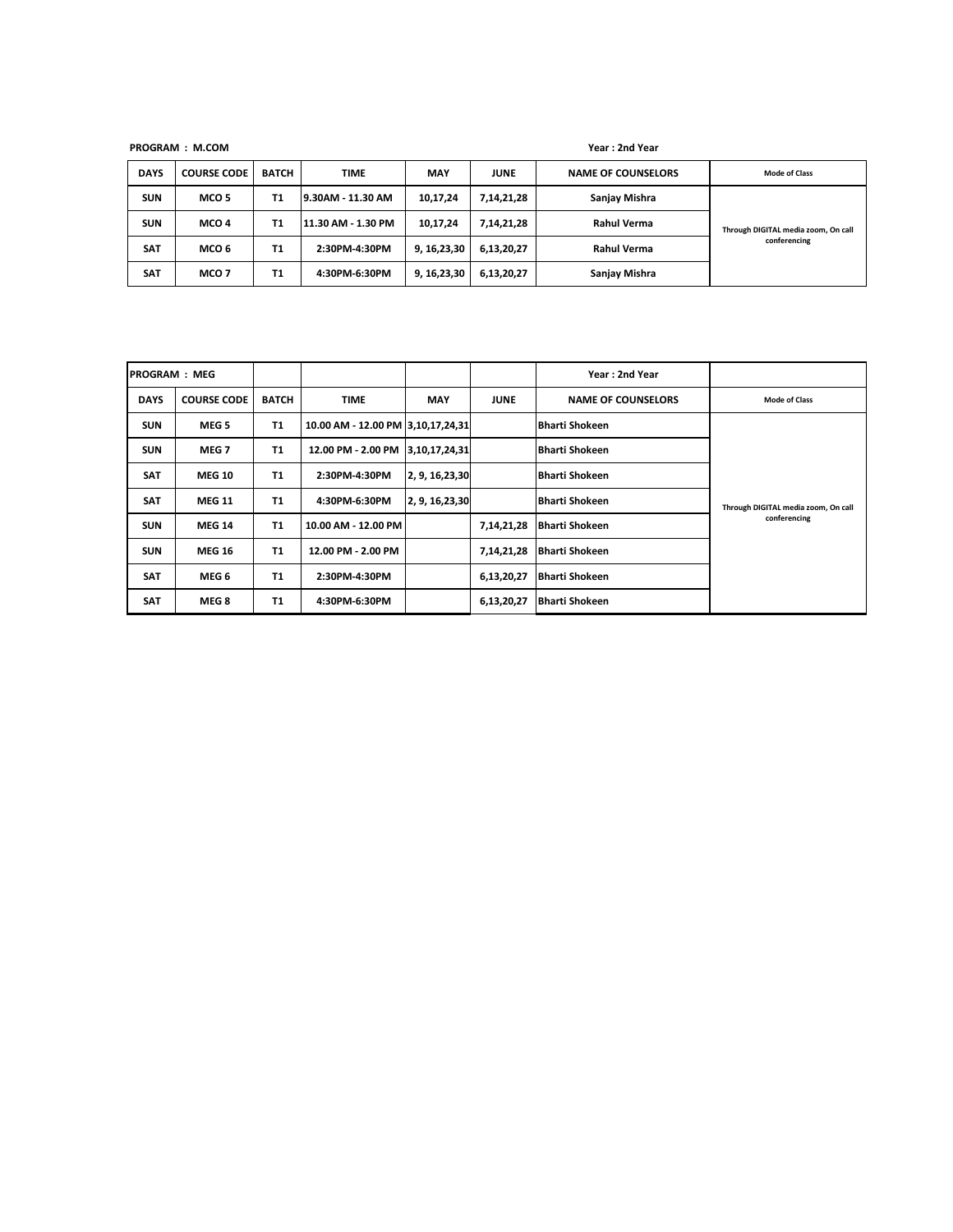**PROGRAM : M.COM** **Year : 2nd Year**

| DAYS | COURSE CODE | BATCH | TIME | MAY | JUNE | NAME OF COUNSELORS | Mode of Class |
|---|---|---|---|---|---|---|---|
| SUN | MCO 5 | T1 | 9.30AM - 11.30 AM | 10,17,24 | 7,14,21,28 | Sanjay Mishra | Through DIGITAL media zoom, On call conferencing |
| SUN | MCO 4 | T1 | 11.30 AM - 1.30 PM | 10,17,24 | 7,14,21,28 | Rahul Verma | |
| SAT | MCO 6 | T1 | 2:30PM-4:30PM | 9, 16,23,30 | 6,13,20,27 | Rahul Verma | |
| SAT | MCO 7 | T1 | 4:30PM-6:30PM | 9, 16,23,30 | 6,13,20,27 | Sanjay Mishra | |

| PROGRAM : MEG | | | | | | Year : 2nd Year | |
|---|---|---|---|---|---|---|---|
| DAYS | COURSE CODE | BATCH | TIME | MAY | JUNE | NAME OF COUNSELORS | Mode of Class |
| SUN | MEG 5 | T1 | 10.00 AM - 12.00 PM | 3,10,17,24,31 | | Bharti Shokeen | Through DIGITAL media zoom, On call conferencing |
| SUN | MEG 7 | T1 | 12.00 PM - 2.00 PM | 3,10,17,24,31 | | Bharti Shokeen | |
| SAT | MEG 10 | T1 | 2:30PM-4:30PM | 2, 9, 16,23,30 | | Bharti Shokeen | |
| SAT | MEG 11 | T1 | 4:30PM-6:30PM | 2, 9, 16,23,30 | | Bharti Shokeen | |
| SUN | MEG 14 | T1 | 10.00 AM - 12.00 PM | | 7,14,21,28 | Bharti Shokeen | |
| SUN | MEG 16 | T1 | 12.00 PM - 2.00 PM | | 7,14,21,28 | Bharti Shokeen | |
| SAT | MEG 6 | T1 | 2:30PM-4:30PM | | 6,13,20,27 | Bharti Shokeen | |
| SAT | MEG 8 | T1 | 4:30PM-6:30PM | | 6,13,20,27 | Bharti Shokeen | |